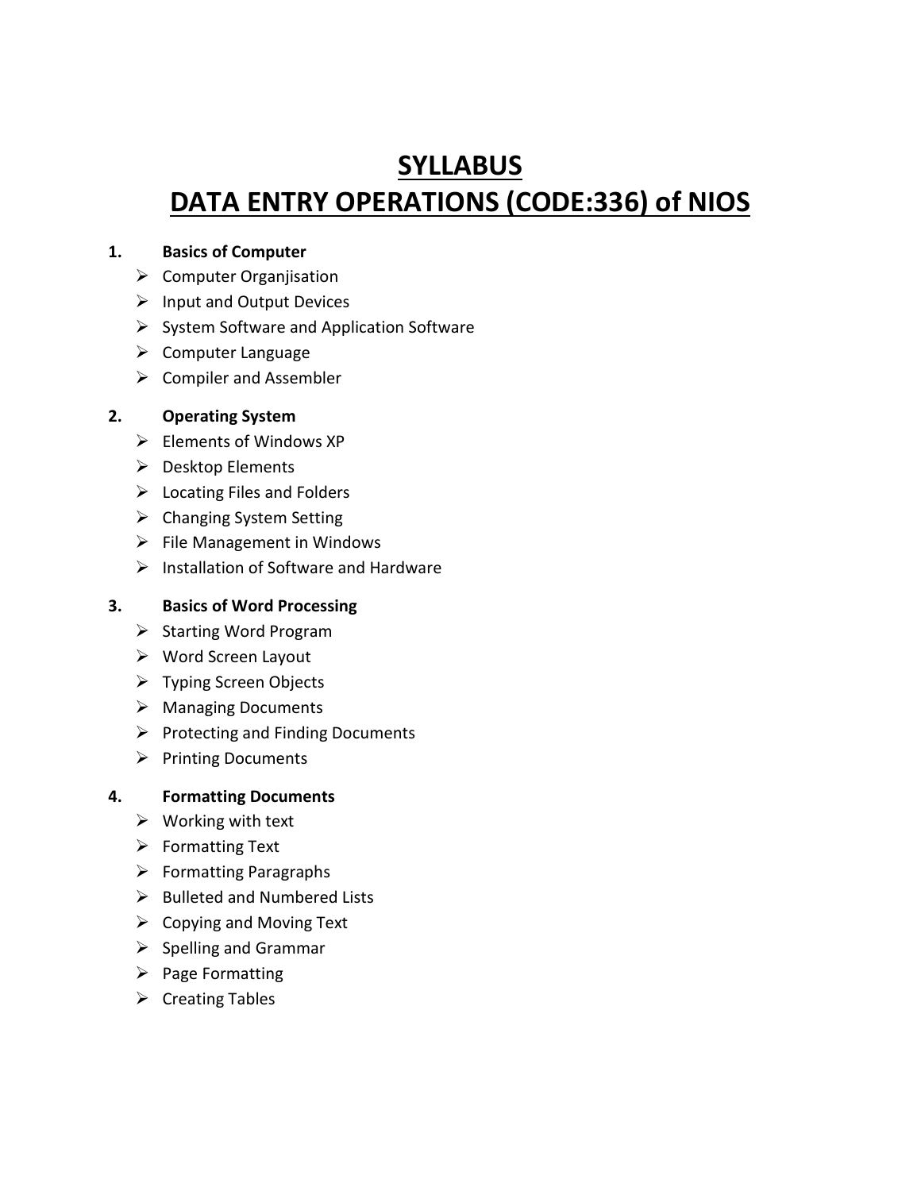# SYLLABUS
# DATA ENTRY OPERATIONS (CODE:336) of NIOS

**1. Basics of Computer**

- Computer Organjisation
- Input and Output Devices
- System Software and Application Software
- Computer Language
- Compiler and Assembler

**2. Operating System**

- Elements of Windows XP
- Desktop Elements
- Locating Files and Folders
- Changing System Setting
- File Management in Windows
- Installation of Software and Hardware

**3. Basics of Word Processing**

- Starting Word Program
- Word Screen Layout
- Typing Screen Objects
- Managing Documents
- Protecting and Finding Documents
- Printing Documents

**4. Formatting Documents**

- Working with text
- Formatting Text
- Formatting Paragraphs
- Bulleted and Numbered Lists
- Copying and Moving Text
- Spelling and Grammar
- Page Formatting
- Creating Tables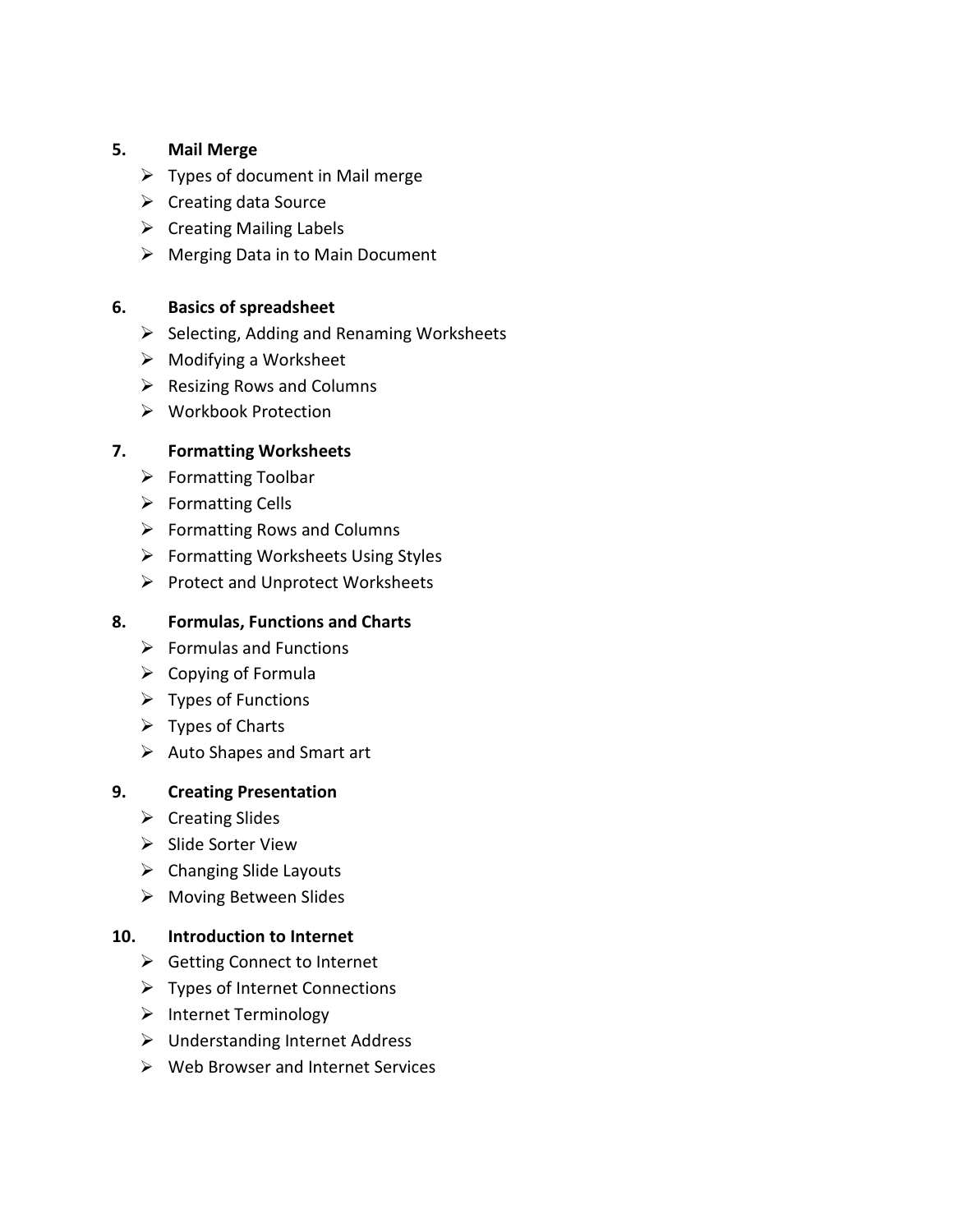**5. Mail Merge**

- Types of document in Mail merge
- Creating data Source
- Creating Mailing Labels
- Merging Data in to Main Document

**6. Basics of spreadsheet**

- Selecting, Adding and Renaming Worksheets
- Modifying a Worksheet
- Resizing Rows and Columns
- Workbook Protection

**7. Formatting Worksheets**

- Formatting Toolbar
- Formatting Cells
- Formatting Rows and Columns
- Formatting Worksheets Using Styles
- Protect and Unprotect Worksheets

**8. Formulas, Functions and Charts**

- Formulas and Functions
- Copying of Formula
- Types of Functions
- Types of Charts
- Auto Shapes and Smart art

**9. Creating Presentation**

- Creating Slides
- Slide Sorter View
- Changing Slide Layouts
- Moving Between Slides

**10. Introduction to Internet**

- Getting Connect to Internet
- Types of Internet Connections
- Internet Terminology
- Understanding Internet Address
- Web Browser and Internet Services